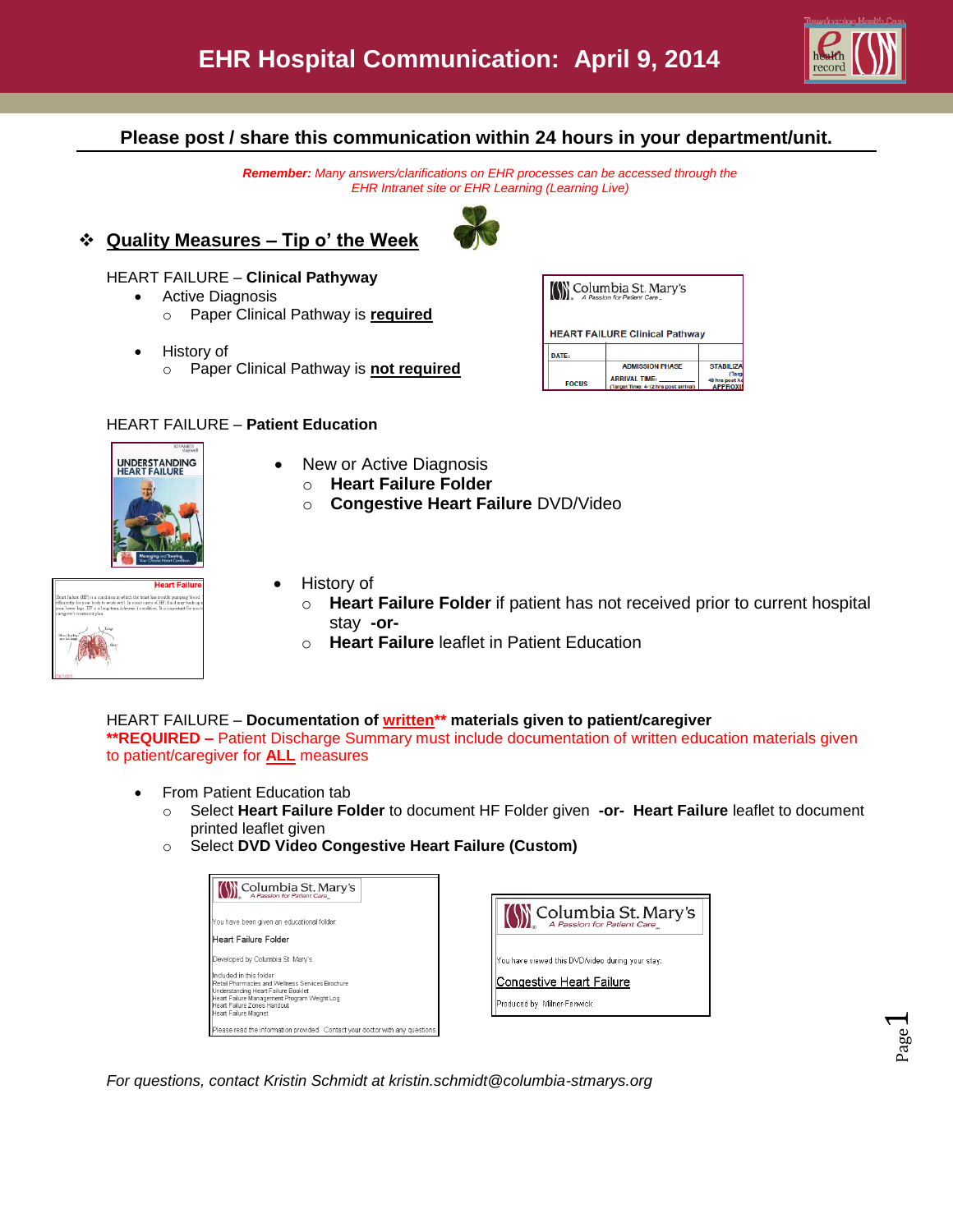# EHR Hospital Communication: April 9, 2014

**Please post / share this communication within 24 hours in your department/unit.**

***Remember:*** *Many answers/clarifications on EHR processes can be accessed through the EHR Intranet site or EHR Learning (Learning Live)*

## Quality Measures – Tip o' the Week

HEART FAILURE – **Clinical Pathway**

- Active Diagnosis
  - Paper Clinical Pathway is **required**
- History of
  - Paper Clinical Pathway is **not required**

HEART FAILURE – **Patient Education**

- New or Active Diagnosis
  - **Heart Failure Folder**
  - **Congestive Heart Failure** DVD/Video
- History of
  - **Heart Failure Folder** if patient has not received prior to current hospital stay **-or-**
  - **Heart Failure** leaflet in Patient Education

HEART FAILURE – **Documentation of written\*\* materials given to patient/caregiver**

**\*\*REQUIRED –** Patient Discharge Summary must include documentation of written education materials given to patient/caregiver for **ALL** measures

- From Patient Education tab
  - Select **Heart Failure Folder** to document HF Folder given **-or- Heart Failure** leaflet to document printed leaflet given
  - Select **DVD Video Congestive Heart Failure (Custom)**

*For questions, contact Kristin Schmidt at kristin.schmidt@columbia-stmarys.org*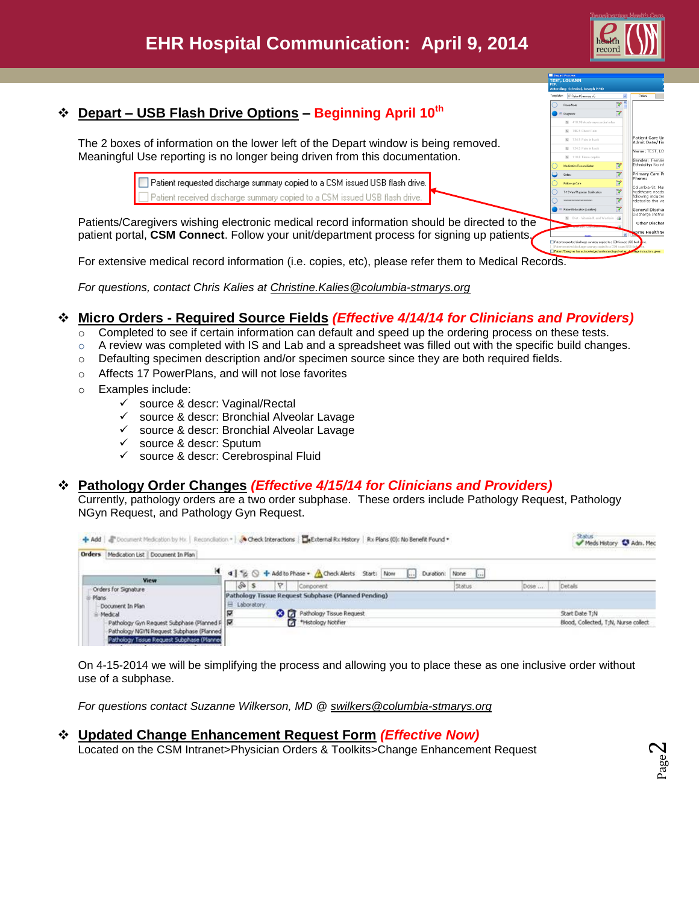# EHR Hospital Communication: April 9, 2014

## Depart – USB Flash Drive Options – *Beginning April 10th*

The 2 boxes of information on the lower left of the Depart window is being removed. Meaningful Use reporting is no longer being driven from this documentation.

- Patient requested discharge summary copied to a CSM issued USB flash drive.
- Patient received discharge summary copied to a CSM issued USB flash drive.

Patients/Caregivers wishing electronic medical record information should be directed to the patient portal, **CSM Connect**. Follow your unit/department process for signing up patients.

For extensive medical record information (i.e. copies, etc), please refer them to Medical Records.

*For questions, contact Chris Kalies at Christine.Kalies@columbia-stmarys.org*

## Micro Orders - Required Source Fields *(Effective 4/14/14 for Clinicians and Providers)*

- Completed to see if certain information can default and speed up the ordering process on these tests.
- A review was completed with IS and Lab and a spreadsheet was filled out with the specific build changes.
- Defaulting specimen description and/or specimen source since they are both required fields.
- Affects 17 PowerPlans, and will not lose favorites
- Examples include:
  - ✓ source & descr: Vaginal/Rectal
  - ✓ source & descr: Bronchial Alveolar Lavage
  - ✓ source & descr: Bronchial Alveolar Lavage
  - ✓ source & descr: Sputum
  - ✓ source & descr: Cerebrospinal Fluid

## Pathology Order Changes *(Effective 4/15/14 for Clinicians and Providers)*

Currently, pathology orders are a two order subphase. These orders include Pathology Request, Pathology NGyn Request, and Pathology Gyn Request.

On 4-15-2014 we will be simplifying the process and allowing you to place these as one inclusive order without use of a subphase.

*For questions contact Suzanne Wilkerson, MD @ swilkers@columbia-stmarys.org*

## Updated Change Enhancement Request Form *(Effective Now)*

Located on the CSM Intranet>Physician Orders & Toolkits>Change Enhancement Request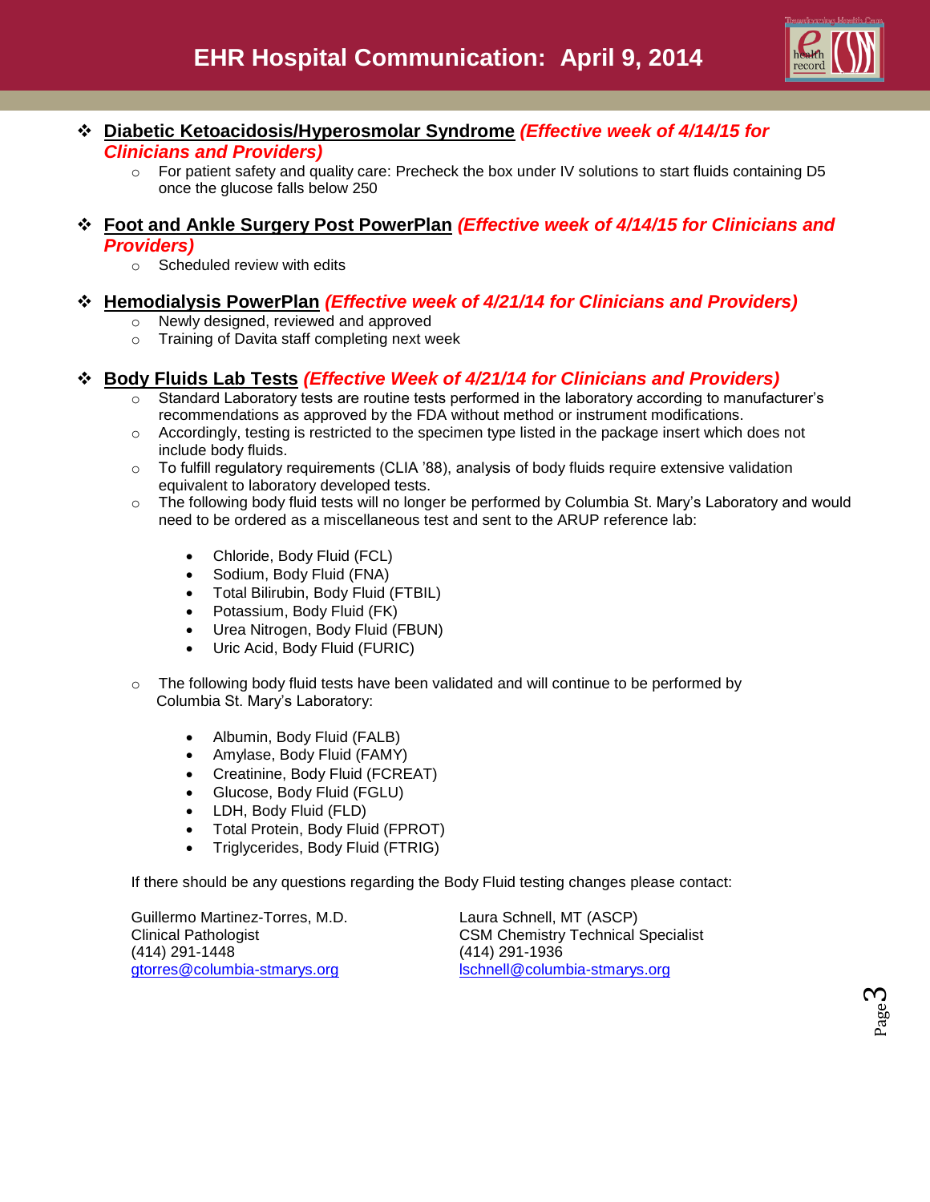# EHR Hospital Communication: April 9, 2014

- **Diabetic Ketoacidosis/Hyperosmolar Syndrome** ***(Effective week of 4/14/15 for Clinicians and Providers)***
  - For patient safety and quality care: Precheck the box under IV solutions to start fluids containing D5 once the glucose falls below 250

- **Foot and Ankle Surgery Post PowerPlan** ***(Effective week of 4/14/15 for Clinicians and Providers)***
  - Scheduled review with edits

- **Hemodialysis PowerPlan** ***(Effective week of 4/21/14 for Clinicians and Providers)***
  - Newly designed, reviewed and approved
  - Training of Davita staff completing next week

- **Body Fluids Lab Tests** ***(Effective Week of 4/21/14 for Clinicians and Providers)***
  - Standard Laboratory tests are routine tests performed in the laboratory according to manufacturer's recommendations as approved by the FDA without method or instrument modifications.
  - Accordingly, testing is restricted to the specimen type listed in the package insert which does not include body fluids.
  - To fulfill regulatory requirements (CLIA '88), analysis of body fluids require extensive validation equivalent to laboratory developed tests.
  - The following body fluid tests will no longer be performed by Columbia St. Mary's Laboratory and would need to be ordered as a miscellaneous test and sent to the ARUP reference lab:
    - Chloride, Body Fluid (FCL)
    - Sodium, Body Fluid (FNA)
    - Total Bilirubin, Body Fluid (FTBIL)
    - Potassium, Body Fluid (FK)
    - Urea Nitrogen, Body Fluid (FBUN)
    - Uric Acid, Body Fluid (FURIC)
  - The following body fluid tests have been validated and will continue to be performed by Columbia St. Mary's Laboratory:
    - Albumin, Body Fluid (FALB)
    - Amylase, Body Fluid (FAMY)
    - Creatinine, Body Fluid (FCREAT)
    - Glucose, Body Fluid (FGLU)
    - LDH, Body Fluid (FLD)
    - Total Protein, Body Fluid (FPROT)
    - Triglycerides, Body Fluid (FTRIG)

If there should be any questions regarding the Body Fluid testing changes please contact:

Guillermo Martinez-Torres, M.D.
Clinical Pathologist
(414) 291-1448
gtorres@columbia-stmarys.org

Laura Schnell, MT (ASCP)
CSM Chemistry Technical Specialist
(414) 291-1936
lschnell@columbia-stmarys.org